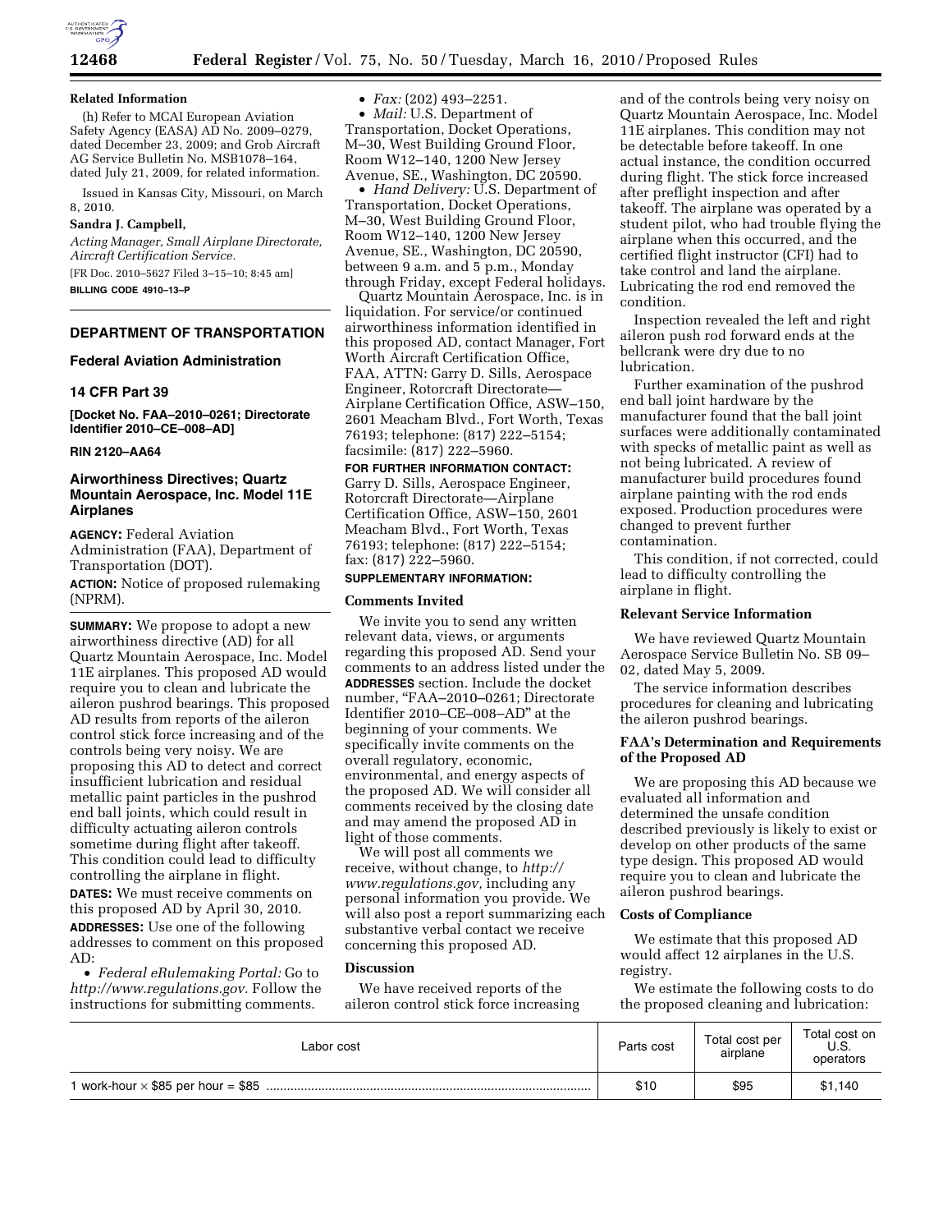**Related Information**

(h) Refer to MCAI European Aviation Safety Agency (EASA) AD No. 2009–0279, dated December 23, 2009; and Grob Aircraft AG Service Bulletin No. MSB1078–164, dated July 21, 2009, for related information.

Issued in Kansas City, Missouri, on March 8, 2010.

**Sandra J. Campbell,**

*Acting Manager, Small Airplane Directorate, Aircraft Certification Service.*

[FR Doc. 2010–5627 Filed 3–15–10; 8:45 am]

**BILLING CODE 4910–13–P**

---

## DEPARTMENT OF TRANSPORTATION

### Federal Aviation Administration

### 14 CFR Part 39

**[Docket No. FAA–2010–0261; Directorate Identifier 2010–CE–008–AD]**

**RIN 2120–AA64**

### Airworthiness Directives; Quartz Mountain Aerospace, Inc. Model 11E Airplanes

**AGENCY:** Federal Aviation Administration (FAA), Department of Transportation (DOT).

**ACTION:** Notice of proposed rulemaking (NPRM).

**SUMMARY:** We propose to adopt a new airworthiness directive (AD) for all Quartz Mountain Aerospace, Inc. Model 11E airplanes. This proposed AD would require you to clean and lubricate the aileron pushrod bearings. This proposed AD results from reports of the aileron control stick force increasing and of the controls being very noisy. We are proposing this AD to detect and correct insufficient lubrication and residual metallic paint particles in the pushrod end ball joints, which could result in difficulty actuating aileron controls sometime during flight after takeoff. This condition could lead to difficulty controlling the airplane in flight.

**DATES:** We must receive comments on this proposed AD by April 30, 2010.

**ADDRESSES:** Use one of the following addresses to comment on this proposed AD:

- *Federal eRulemaking Portal:* Go to *http://www.regulations.gov.* Follow the instructions for submitting comments.
- *Fax:* (202) 493–2251.
- *Mail:* U.S. Department of Transportation, Docket Operations, M–30, West Building Ground Floor, Room W12–140, 1200 New Jersey Avenue, SE., Washington, DC 20590.
- *Hand Delivery:* U.S. Department of Transportation, Docket Operations, M–30, West Building Ground Floor, Room W12–140, 1200 New Jersey Avenue, SE., Washington, DC 20590, between 9 a.m. and 5 p.m., Monday through Friday, except Federal holidays.

Quartz Mountain Aerospace, Inc. is in liquidation. For service/or continued airworthiness information identified in this proposed AD, contact Manager, Fort Worth Aircraft Certification Office, FAA, ATTN: Garry D. Sills, Aerospace Engineer, Rotorcraft Directorate—Airplane Certification Office, ASW–150, 2601 Meacham Blvd., Fort Worth, Texas 76193; telephone: (817) 222–5154; facsimile: (817) 222–5960.

**FOR FURTHER INFORMATION CONTACT:** Garry D. Sills, Aerospace Engineer, Rotorcraft Directorate—Airplane Certification Office, ASW–150, 2601 Meacham Blvd., Fort Worth, Texas 76193; telephone: (817) 222–5154; fax: (817) 222–5960.

**SUPPLEMENTARY INFORMATION:**

#### Comments Invited

We invite you to send any written relevant data, views, or arguments regarding this proposed AD. Send your comments to an address listed under the **ADDRESSES** section. Include the docket number, "FAA–2010–0261; Directorate Identifier 2010–CE–008–AD" at the beginning of your comments. We specifically invite comments on the overall regulatory, economic, environmental, and energy aspects of the proposed AD. We will consider all comments received by the closing date and may amend the proposed AD in light of those comments.

We will post all comments we receive, without change, to *http://www.regulations.gov,* including any personal information you provide. We will also post a report summarizing each substantive verbal contact we receive concerning this proposed AD.

#### Discussion

We have received reports of the aileron control stick force increasing and of the controls being very noisy on Quartz Mountain Aerospace, Inc. Model 11E airplanes. This condition may not be detectable before takeoff. In one actual instance, the condition occurred during flight. The stick force increased after preflight inspection and after takeoff. The airplane was operated by a student pilot, who had trouble flying the airplane when this occurred, and the certified flight instructor (CFI) had to take control and land the airplane. Lubricating the rod end removed the condition.

Inspection revealed the left and right aileron push rod forward ends at the bellcrank were dry due to no lubrication.

Further examination of the pushrod end ball joint hardware by the manufacturer found that the ball joint surfaces were additionally contaminated with specks of metallic paint as well as not being lubricated. A review of manufacturer build procedures found airplane painting with the rod ends exposed. Production procedures were changed to prevent further contamination.

This condition, if not corrected, could lead to difficulty controlling the airplane in flight.

#### Relevant Service Information

We have reviewed Quartz Mountain Aerospace Service Bulletin No. SB 09–02, dated May 5, 2009.

The service information describes procedures for cleaning and lubricating the aileron pushrod bearings.

#### FAA's Determination and Requirements of the Proposed AD

We are proposing this AD because we evaluated all information and determined the unsafe condition described previously is likely to exist or develop on other products of the same type design. This proposed AD would require you to clean and lubricate the aileron pushrod bearings.

#### Costs of Compliance

We estimate that this proposed AD would affect 12 airplanes in the U.S. registry.

We estimate the following costs to do the proposed cleaning and lubrication:

| Labor cost | Parts cost | Total cost per airplane | Total cost on U.S. operators |
|---|---|---|---|
| 1 work-hour × $85 per hour = $85 | $10 | $95 | $1,140 |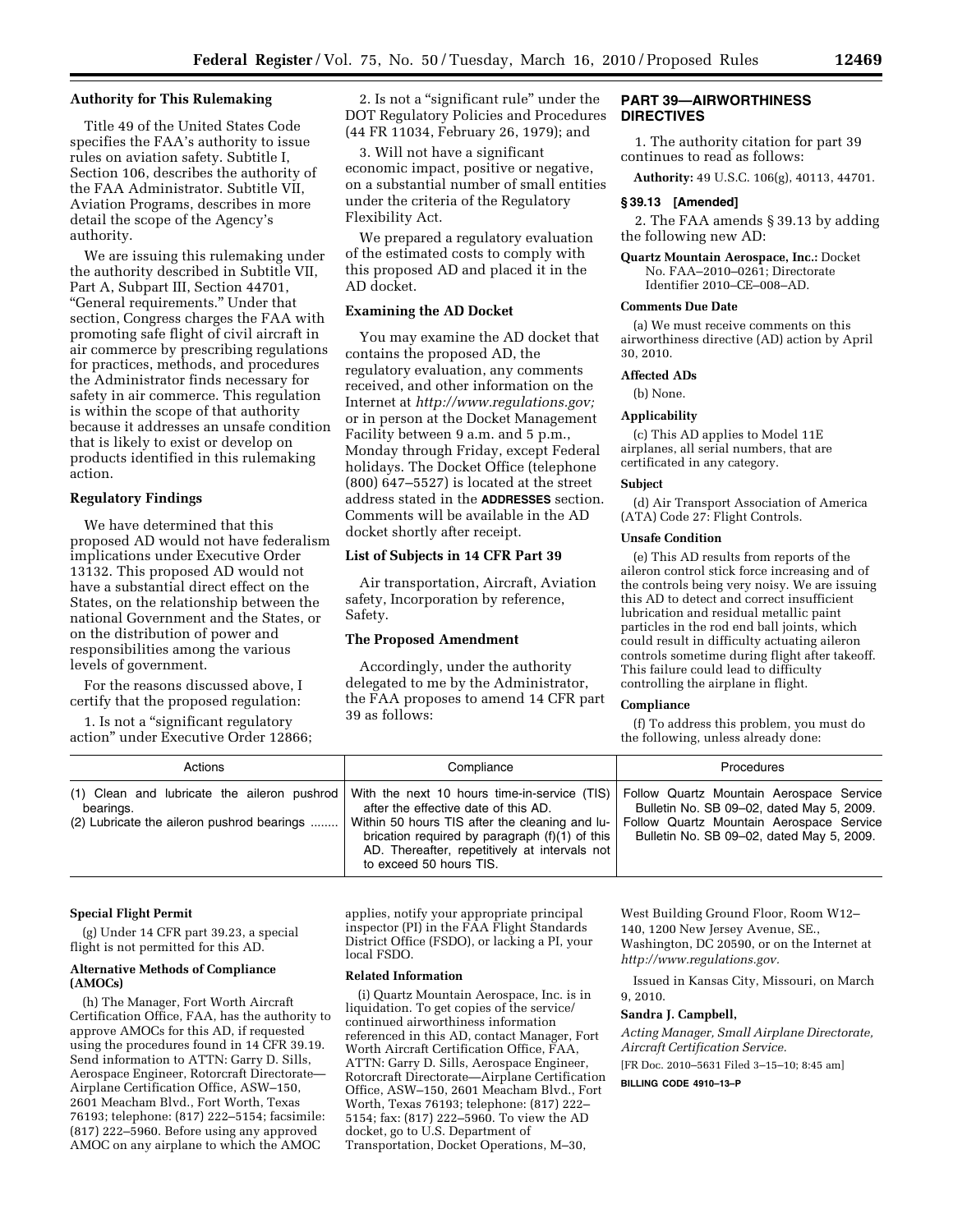### Authority for This Rulemaking

Title 49 of the United States Code specifies the FAA's authority to issue rules on aviation safety. Subtitle I, Section 106, describes the authority of the FAA Administrator. Subtitle VII, Aviation Programs, describes in more detail the scope of the Agency's authority.

We are issuing this rulemaking under the authority described in Subtitle VII, Part A, Subpart III, Section 44701, "General requirements." Under that section, Congress charges the FAA with promoting safe flight of civil aircraft in air commerce by prescribing regulations for practices, methods, and procedures the Administrator finds necessary for safety in air commerce. This regulation is within the scope of that authority because it addresses an unsafe condition that is likely to exist or develop on products identified in this rulemaking action.

### Regulatory Findings

We have determined that this proposed AD would not have federalism implications under Executive Order 13132. This proposed AD would not have a substantial direct effect on the States, on the relationship between the national Government and the States, or on the distribution of power and responsibilities among the various levels of government.

For the reasons discussed above, I certify that the proposed regulation:

1. Is not a "significant regulatory action" under Executive Order 12866;

2. Is not a "significant rule" under the DOT Regulatory Policies and Procedures (44 FR 11034, February 26, 1979); and

3. Will not have a significant economic impact, positive or negative, on a substantial number of small entities under the criteria of the Regulatory Flexibility Act.

We prepared a regulatory evaluation of the estimated costs to comply with this proposed AD and placed it in the AD docket.

### Examining the AD Docket

You may examine the AD docket that contains the proposed AD, the regulatory evaluation, any comments received, and other information on the Internet at *http://www.regulations.gov;* or in person at the Docket Management Facility between 9 a.m. and 5 p.m., Monday through Friday, except Federal holidays. The Docket Office (telephone (800) 647–5527) is located at the street address stated in the **ADDRESSES** section. Comments will be available in the AD docket shortly after receipt.

### List of Subjects in 14 CFR Part 39

Air transportation, Aircraft, Aviation safety, Incorporation by reference, Safety.

### The Proposed Amendment

Accordingly, under the authority delegated to me by the Administrator, the FAA proposes to amend 14 CFR part 39 as follows:

## PART 39—AIRWORTHINESS DIRECTIVES

1. The authority citation for part 39 continues to read as follows:

**Authority:** 49 U.S.C. 106(g), 40113, 44701.

### § 39.13 [Amended]

2. The FAA amends § 39.13 by adding the following new AD:

**Quartz Mountain Aerospace, Inc.:** Docket No. FAA–2010–0261; Directorate Identifier 2010–CE–008–AD.

#### Comments Due Date

(a) We must receive comments on this airworthiness directive (AD) action by April 30, 2010.

#### Affected ADs

(b) None.

#### Applicability

(c) This AD applies to Model 11E airplanes, all serial numbers, that are certificated in any category.

#### Subject

(d) Air Transport Association of America (ATA) Code 27: Flight Controls.

#### Unsafe Condition

(e) This AD results from reports of the aileron control stick force increasing and of the controls being very noisy. We are issuing this AD to detect and correct insufficient lubrication and residual metallic paint particles in the rod end ball joints, which could result in difficulty actuating aileron controls sometime during flight after takeoff. This failure could lead to difficulty controlling the airplane in flight.

#### Compliance

(f) To address this problem, you must do the following, unless already done:

| Actions | Compliance | Procedures |
| --- | --- | --- |
| (1) Clean and lubricate the aileron pushrod bearings. | With the next 10 hours time-in-service (TIS) after the effective date of this AD. | Follow Quartz Mountain Aerospace Service Bulletin No. SB 09–02, dated May 5, 2009. |
| (2) Lubricate the aileron pushrod bearings | Within 50 hours TIS after the cleaning and lubrication required by paragraph (f)(1) of this AD. Thereafter, repetitively at intervals not to exceed 50 hours TIS. | Follow Quartz Mountain Aerospace Service Bulletin No. SB 09–02, dated May 5, 2009. |

#### Special Flight Permit

(g) Under 14 CFR part 39.23, a special flight is not permitted for this AD.

#### Alternative Methods of Compliance (AMOCs)

(h) The Manager, Fort Worth Aircraft Certification Office, FAA, has the authority to approve AMOCs for this AD, if requested using the procedures found in 14 CFR 39.19. Send information to ATTN: Garry D. Sills, Aerospace Engineer, Rotorcraft Directorate—Airplane Certification Office, ASW–150, 2601 Meacham Blvd., Fort Worth, Texas 76193; telephone: (817) 222–5154; facsimile: (817) 222–5960. Before using any approved AMOC on any airplane to which the AMOC applies, notify your appropriate principal inspector (PI) in the FAA Flight Standards District Office (FSDO), or lacking a PI, your local FSDO.

#### Related Information

(i) Quartz Mountain Aerospace, Inc. is in liquidation. To get copies of the service/continued airworthiness information referenced in this AD, contact Manager, Fort Worth Aircraft Certification Office, FAA, ATTN: Garry D. Sills, Aerospace Engineer, Rotorcraft Directorate—Airplane Certification Office, ASW–150, 2601 Meacham Blvd., Fort Worth, Texas 76193; telephone: (817) 222–5154; fax: (817) 222–5960. To view the AD docket, go to U.S. Department of Transportation, Docket Operations, M–30, West Building Ground Floor, Room W12–140, 1200 New Jersey Avenue, SE., Washington, DC 20590, or on the Internet at *http://www.regulations.gov.*

Issued in Kansas City, Missouri, on March 9, 2010.

**Sandra J. Campbell,**

*Acting Manager, Small Airplane Directorate, Aircraft Certification Service.*

[FR Doc. 2010–5631 Filed 3–15–10; 8:45 am]

**BILLING CODE 4910–13–P**